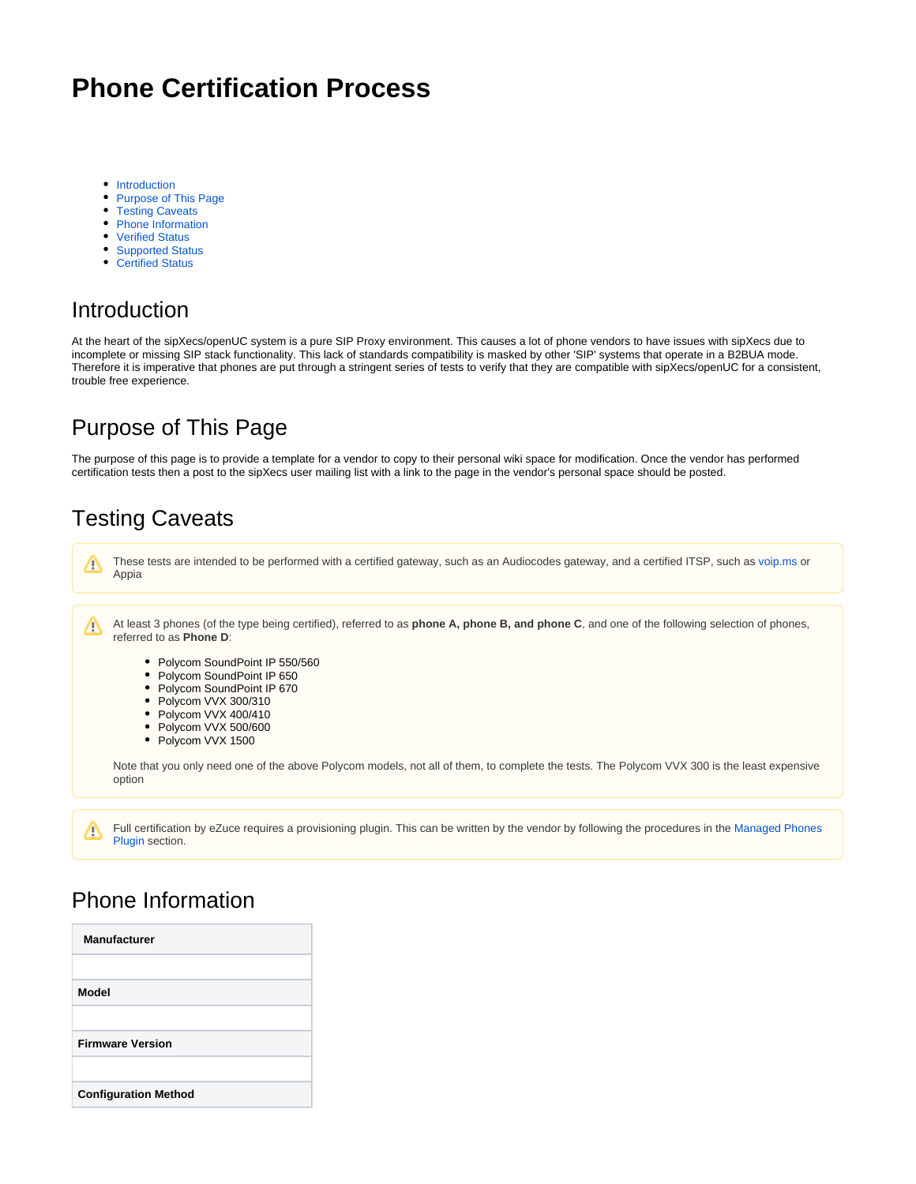# Phone Certification Process

- Introduction
- Purpose of This Page
- Testing Caveats
- Phone Information
- Verified Status
- Supported Status
- Certified Status

## Introduction

At the heart of the sipXecs/openUC system is a pure SIP Proxy environment. This causes a lot of phone vendors to have issues with sipXecs due to incomplete or missing SIP stack functionality. This lack of standards compatibility is masked by other 'SIP' systems that operate in a B2BUA mode. Therefore it is imperative that phones are put through a stringent series of tests to verify that they are compatible with sipXecs/openUC for a consistent, trouble free experience.

## Purpose of This Page

The purpose of this page is to provide a template for a vendor to copy to their personal wiki space for modification. Once the vendor has performed certification tests then a post to the sipXecs user mailing list with a link to the page in the vendor's personal space should be posted.

## Testing Caveats

> ⚠ These tests are intended to be performed with a certified gateway, such as an Audiocodes gateway, and a certified ITSP, such as voip.ms or Appia

> ⚠ At least 3 phones (of the type being certified), referred to as **phone A, phone B, and phone C**, and one of the following selection of phones, referred to as **Phone D**:
>
> - Polycom SoundPoint IP 550/560
> - Polycom SoundPoint IP 650
> - Polycom SoundPoint IP 670
> - Polycom VVX 300/310
> - Polycom VVX 400/410
> - Polycom VVX 500/600
> - Polycom VVX 1500
>
> Note that you only need one of the above Polycom models, not all of them, to complete the tests. The Polycom VVX 300 is the least expensive option

> ⚠ Full certification by eZuce requires a provisioning plugin. This can be written by the vendor by following the procedures in the Managed Phones Plugin section.

## Phone Information

| **Manufacturer** |
|---|
| |
| **Model** |
| |
| **Firmware Version** |
| |
| **Configuration Method** |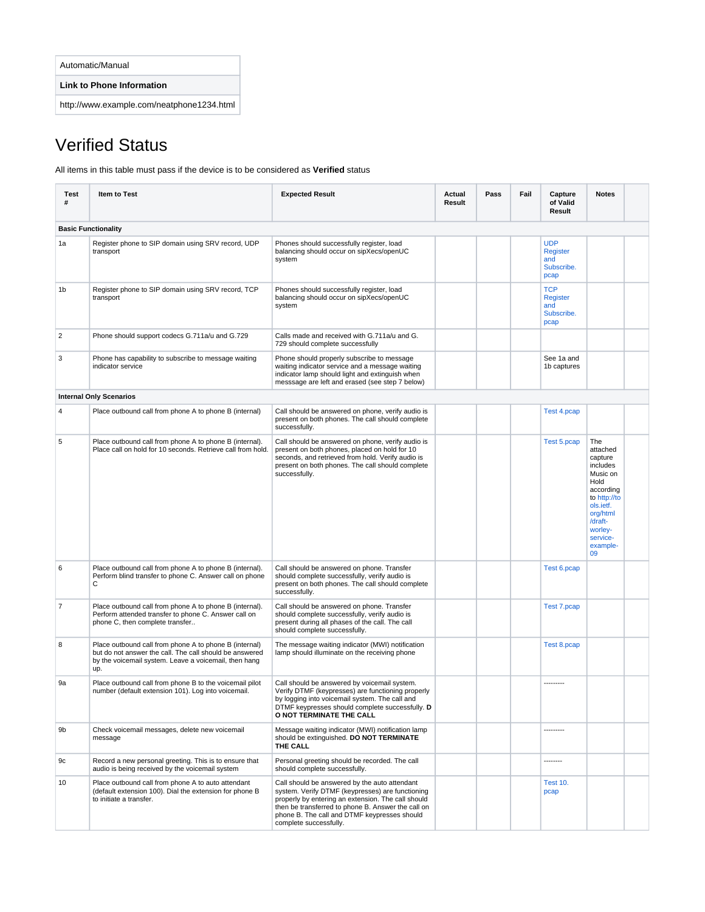| Automatic/Manual |
|---|
| **Link to Phone Information** |
| http://www.example.com/neatphone1234.html |

# Verified Status

All items in this table must pass if the device is to be considered as **Verified** status

| Test # | Item to Test | Expected Result | Actual Result | Pass | Fail | Capture of Valid Result | Notes | |
|---|---|---|---|---|---|---|---|---|
| **Basic Functionality** | | | | | | | | |
| 1a | Register phone to SIP domain using SRV record, UDP transport | Phones should successfully register, load balancing should occur on sipXecs/openUC system | | | | UDP Register and Subscribe.pcap | | |
| 1b | Register phone to SIP domain using SRV record, TCP transport | Phones should successfully register, load balancing should occur on sipXecs/openUC system | | | | TCP Register and Subscribe.pcap | | |
| 2 | Phone should support codecs G.711a/u and G.729 | Calls made and received with G.711a/u and G.729 should complete successfully | | | | | | |
| 3 | Phone has capability to subscribe to message waiting indicator service | Phone should properly subscribe to message waiting indicator service and a message waiting indicator lamp should light and extinguish when messsage are left and erased (see step 7 below) | | | | See 1a and 1b captures | | |
| **Internal Only Scenarios** | | | | | | | | |
| 4 | Place outbound call from phone A to phone B (internal) | Call should be answered on phone, verify audio is present on both phones. The call should complete successfully. | | | | Test 4.pcap | | |
| 5 | Place outbound call from phone A to phone B (internal). Place call on hold for 10 seconds. Retrieve call from hold. | Call should be answered on phone, verify audio is present on both phones, placed on hold for 10 seconds, and retrieved from hold. Verify audio is present on both phones. The call should complete successfully. | | | | Test 5.pcap | The attached capture includes Music on Hold according to http://tools.ietf.org/html/draft-worley-service-example-09 | |
| 6 | Place outbound call from phone A to phone B (internal). Perform blind transfer to phone C. Answer call on phone C | Call should be answered on phone. Transfer should complete successfully, verify audio is present on both phones. The call should complete successfully. | | | | Test 6.pcap | | |
| 7 | Place outbound call from phone A to phone B (internal). Perform attended transfer to phone C. Answer call on phone C, then complete transfer.. | Call should be answered on phone. Transfer should complete successfully, verify audio is present during all phases of the call. The call should complete successfully. | | | | Test 7.pcap | | |
| 8 | Place outbound call from phone A to phone B (internal) but do not answer the call. The call should be answered by the voicemail system. Leave a voicemail, then hang up. | The message waiting indicator (MWI) notification lamp should illuminate on the receiving phone | | | | Test 8.pcap | | |
| 9a | Place outbound call from phone B to the voicemail pilot number (default extension 101). Log into voicemail. | Call should be answered by voicemail system. Verify DTMF (keypresses) are functioning properly by logging into voicemail system. The call and DTMF keypresses should complete successfully. **DO NOT TERMINATE THE CALL** | | | | --------- | | |
| 9b | Check voicemail messages, delete new voicemail message | Message waiting indicator (MWI) notification lamp should be extinguished. **DO NOT TERMINATE THE CALL** | | | | --------- | | |
| 9c | Record a new personal greeting. This is to ensure that audio is being received by the voicemail system | Personal greeting should be recorded. The call should complete successfully. | | | | -------- | | |
| 10 | Place outbound call from phone A to auto attendant (default extension 100). Dial the extension for phone B to initiate a transfer. | Call should be answered by the auto attendant system. Verify DTMF (keypresses) are functioning properly by entering an extension. The call should then be transferred to phone B. Answer the call on phone B. The call and DTMF keypresses should complete successfully. | | | | Test 10.pcap | | |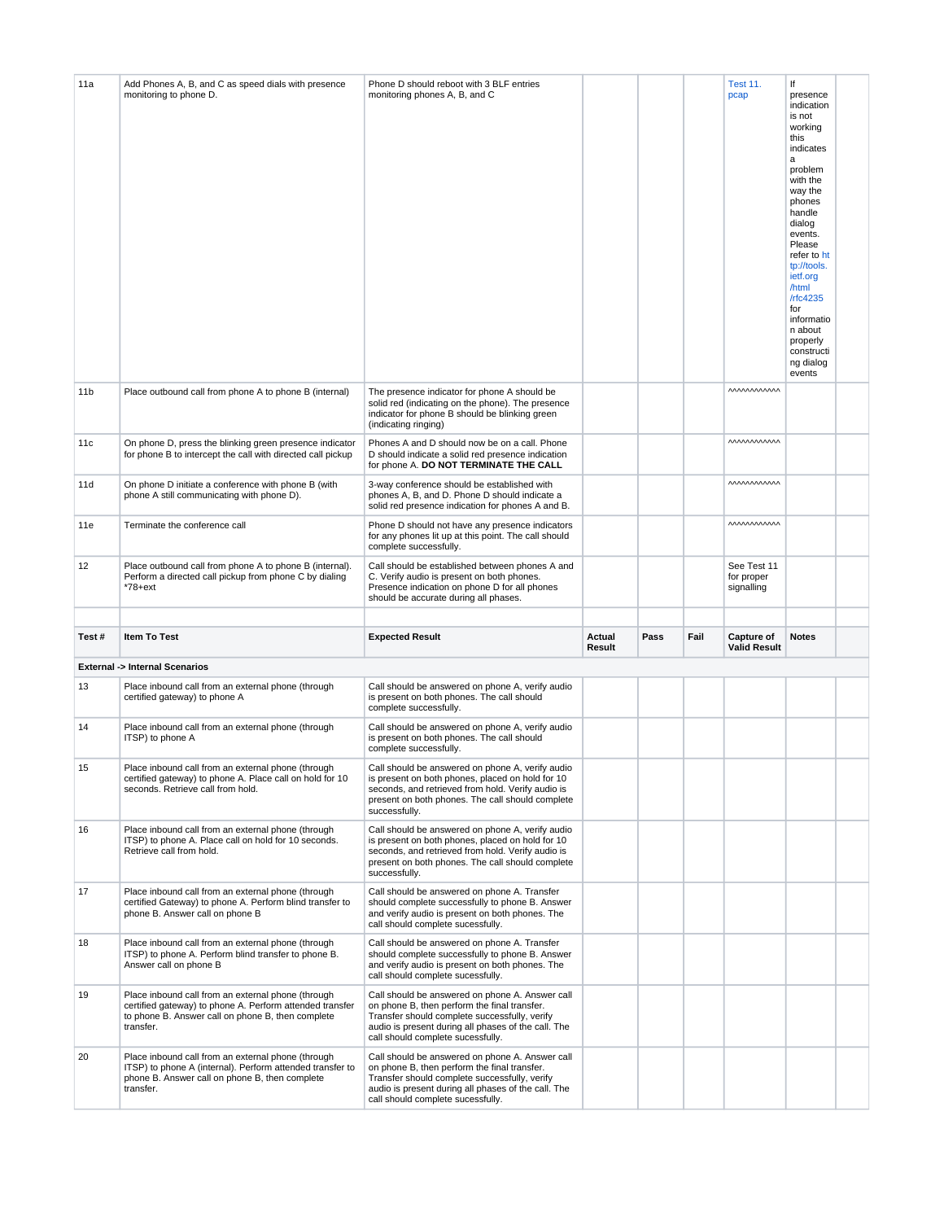| | | | | | | | | |
|---|---|---|---|---|---|---|---|---|
| 11a | Add Phones A, B, and C as speed dials with presence monitoring to phone D. | Phone D should reboot with 3 BLF entries monitoring phones A, B, and C | | | | Test 11. pcap | If presence indication is not working this indicates a problem with the way the phones handle dialog events. Please refer to http://tools.ietf.org/html/rfc4235 for information about properly constructing dialog events | |
| 11b | Place outbound call from phone A to phone B (internal) | The presence indicator for phone A should be solid red (indicating on the phone). The presence indicator for phone B should be blinking green (indicating ringing) | | | | ^^^^^^^^^^^^ | | |
| 11c | On phone D, press the blinking green presence indicator for phone B to intercept the call with directed call pickup | Phones A and D should now be on a call. Phone D should indicate a solid red presence indication for phone A. **DO NOT TERMINATE THE CALL** | | | | ^^^^^^^^^^^^ | | |
| 11d | On phone D initiate a conference with phone B (with phone A still communicating with phone D). | 3-way conference should be established with phones A, B, and D. Phone D should indicate a solid red presence indication for phones A and B. | | | | ^^^^^^^^^^^^ | | |
| 11e | Terminate the conference call | Phone D should not have any presence indicators for any phones lit up at this point. The call should complete successfully. | | | | ^^^^^^^^^^^^ | | |
| 12 | Place outbound call from phone A to phone B (internal). Perform a directed call pickup from phone C by dialing *78+ext | Call should be established between phones A and C. Verify audio is present on both phones. Presence indication on phone D for all phones should be accurate during all phases. | | | | See Test 11 for proper signalling | | |
| | | | | | | | | |
| **Test #** | **Item To Test** | **Expected Result** | **Actual Result** | **Pass** | **Fail** | **Capture of Valid Result** | **Notes** | |
| **External -> Internal Scenarios** | | | | | | | | |
| 13 | Place inbound call from an external phone (through certified gateway) to phone A | Call should be answered on phone A, verify audio is present on both phones. The call should complete successfully. | | | | | | |
| 14 | Place inbound call from an external phone (through ITSP) to phone A | Call should be answered on phone A, verify audio is present on both phones. The call should complete successfully. | | | | | | |
| 15 | Place inbound call from an external phone (through certified gateway) to phone A. Place call on hold for 10 seconds. Retrieve call from hold. | Call should be answered on phone A, verify audio is present on both phones, placed on hold for 10 seconds, and retrieved from hold. Verify audio is present on both phones. The call should complete successfully. | | | | | | |
| 16 | Place inbound call from an external phone (through ITSP) to phone A. Place call on hold for 10 seconds. Retrieve call from hold. | Call should be answered on phone A, verify audio is present on both phones, placed on hold for 10 seconds, and retrieved from hold. Verify audio is present on both phones. The call should complete successfully. | | | | | | |
| 17 | Place inbound call from an external phone (through certified Gateway) to phone A. Perform blind transfer to phone B. Answer call on phone B | Call should be answered on phone A. Transfer should complete successfully to phone B. Answer and verify audio is present on both phones. The call should complete sucessfully. | | | | | | |
| 18 | Place inbound call from an external phone (through ITSP) to phone A. Perform blind transfer to phone B. Answer call on phone B | Call should be answered on phone A. Transfer should complete successfully to phone B. Answer and verify audio is present on both phones. The call should complete sucessfully. | | | | | | |
| 19 | Place inbound call from an external phone (through certified gateway) to phone A. Perform attended transfer to phone B. Answer call on phone B, then complete transfer. | Call should be answered on phone A. Answer call on phone B, then perform the final transfer. Transfer should complete successfully, verify audio is present during all phases of the call. The call should complete sucessfully. | | | | | | |
| 20 | Place inbound call from an external phone (through ITSP) to phone A (internal). Perform attended transfer to phone B. Answer call on phone B, then complete transfer. | Call should be answered on phone A. Answer call on phone B, then perform the final transfer. Transfer should complete successfully, verify audio is present during all phases of the call. The call should complete sucessfully. | | | | | | |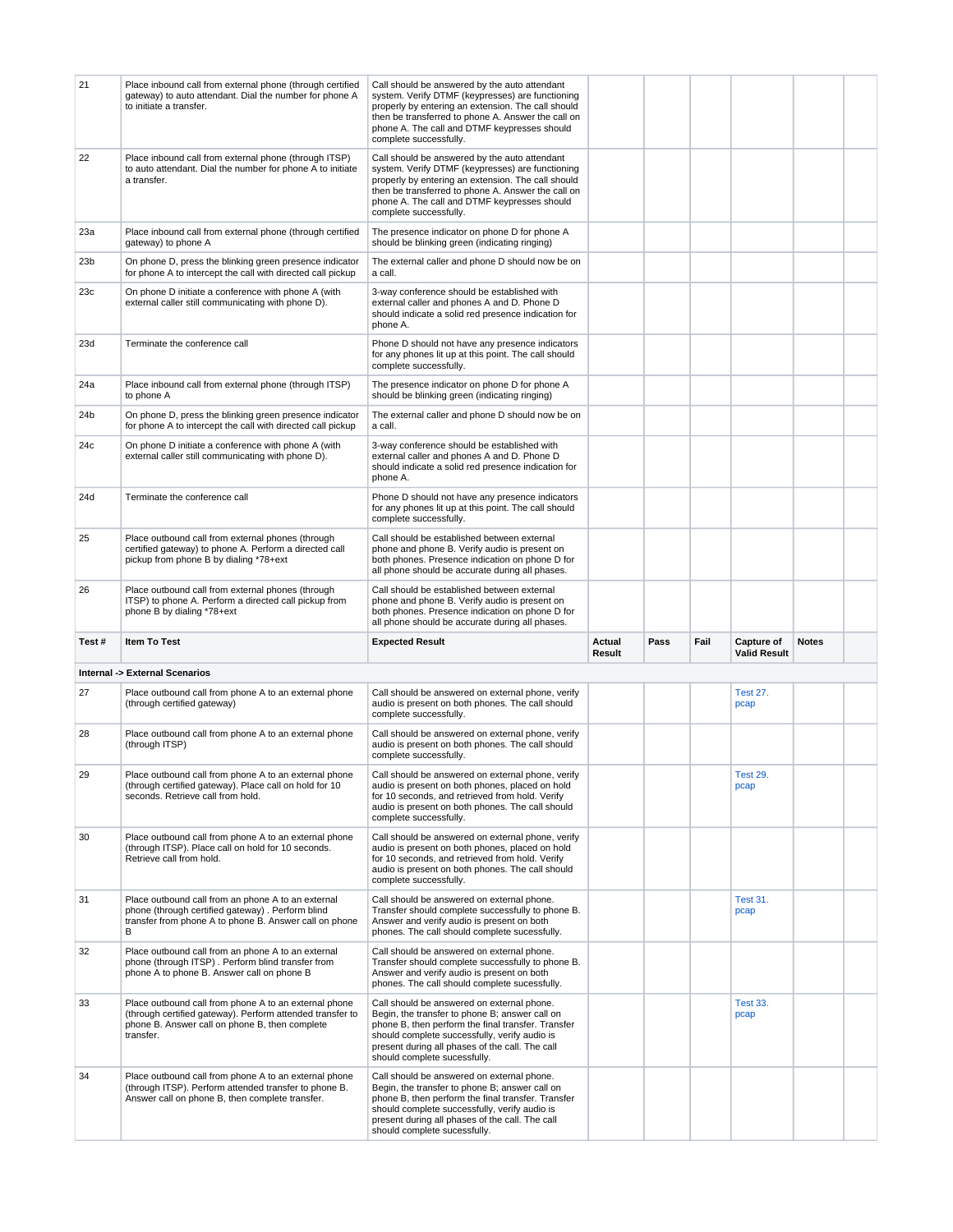| 21 | Place inbound call from external phone (through certified gateway) to auto attendant. Dial the number for phone A to initiate a transfer. | Call should be answered by the auto attendant system. Verify DTMF (keypresses) are functioning properly by entering an extension. The call should then be transferred to phone A. Answer the call on phone A. The call and DTMF keypresses should complete successfully. | | | | | | |
|---|---|---|---|---|---|---|---|---|
| 22 | Place inbound call from external phone (through ITSP) to auto attendant. Dial the number for phone A to initiate a transfer. | Call should be answered by the auto attendant system. Verify DTMF (keypresses) are functioning properly by entering an extension. The call should then be transferred to phone A. Answer the call on phone A. The call and DTMF keypresses should complete successfully. | | | | | | |
| 23a | Place inbound call from external phone (through certified gateway) to phone A | The presence indicator on phone D for phone A should be blinking green (indicating ringing) | | | | | | |
| 23b | On phone D, press the blinking green presence indicator for phone A to intercept the call with directed call pickup | The external caller and phone D should now be on a call. | | | | | | |
| 23c | On phone D initiate a conference with phone A (with external caller still communicating with phone D). | 3-way conference should be established with external caller and phones A and D. Phone D should indicate a solid red presence indication for phone A. | | | | | | |
| 23d | Terminate the conference call | Phone D should not have any presence indicators for any phones lit up at this point. The call should complete successfully. | | | | | | |
| 24a | Place inbound call from external phone (through ITSP) to phone A | The presence indicator on phone D for phone A should be blinking green (indicating ringing) | | | | | | |
| 24b | On phone D, press the blinking green presence indicator for phone A to intercept the call with directed call pickup | The external caller and phone D should now be on a call. | | | | | | |
| 24c | On phone D initiate a conference with phone A (with external caller still communicating with phone D). | 3-way conference should be established with external caller and phones A and D. Phone D should indicate a solid red presence indication for phone A. | | | | | | |
| 24d | Terminate the conference call | Phone D should not have any presence indicators for any phones lit up at this point. The call should complete successfully. | | | | | | |
| 25 | Place outbound call from external phones (through certified gateway) to phone A. Perform a directed call pickup from phone B by dialing *78+ext | Call should be established between external phone and phone B. Verify audio is present on both phones. Presence indication on phone D for all phone should be accurate during all phases. | | | | | | |
| 26 | Place outbound call from external phones (through ITSP) to phone A. Perform a directed call pickup from phone B by dialing *78+ext | Call should be established between external phone and phone B. Verify audio is present on both phones. Presence indication on phone D for all phone should be accurate during all phases. | | | | | | |
| **Test #** | **Item To Test** | **Expected Result** | **Actual Result** | **Pass** | **Fail** | **Capture of Valid Result** | **Notes** | |
| **Internal -> External Scenarios** | | | | | | | | |
| 27 | Place outbound call from phone A to an external phone (through certified gateway) | Call should be answered on external phone, verify audio is present on both phones. The call should complete successfully. | | | | Test 27. pcap | | |
| 28 | Place outbound call from phone A to an external phone (through ITSP) | Call should be answered on external phone, verify audio is present on both phones. The call should complete successfully. | | | | | | |
| 29 | Place outbound call from phone A to an external phone (through certified gateway). Place call on hold for 10 seconds. Retrieve call from hold. | Call should be answered on external phone, verify audio is present on both phones, placed on hold for 10 seconds, and retrieved from hold. Verify audio is present on both phones. The call should complete successfully. | | | | Test 29. pcap | | |
| 30 | Place outbound call from phone A to an external phone (through ITSP). Place call on hold for 10 seconds. Retrieve call from hold. | Call should be answered on external phone, verify audio is present on both phones, placed on hold for 10 seconds, and retrieved from hold. Verify audio is present on both phones. The call should complete successfully. | | | | | | |
| 31 | Place outbound call from an phone A to an external phone (through certified gateway) . Perform blind transfer from phone A to phone B. Answer call on phone B | Call should be answered on external phone. Transfer should complete successfully to phone B. Answer and verify audio is present on both phones. The call should complete sucessfully. | | | | Test 31. pcap | | |
| 32 | Place outbound call from an phone A to an external phone (through ITSP) . Perform blind transfer from phone A to phone B. Answer call on phone B | Call should be answered on external phone. Transfer should complete successfully to phone B. Answer and verify audio is present on both phones. The call should complete sucessfully. | | | | | | |
| 33 | Place outbound call from phone A to an external phone (through certified gateway). Perform attended transfer to phone B. Answer call on phone B, then complete transfer. | Call should be answered on external phone. Begin, the transfer to phone B; answer call on phone B, then perform the final transfer. Transfer should complete successfully, verify audio is present during all phases of the call. The call should complete sucessfully. | | | | Test 33. pcap | | |
| 34 | Place outbound call from phone A to an external phone (through ITSP). Perform attended transfer to phone B. Answer call on phone B, then complete transfer. | Call should be answered on external phone. Begin, the transfer to phone B; answer call on phone B, then perform the final transfer. Transfer should complete successfully, verify audio is present during all phases of the call. The call should complete sucessfully. | | | | | | |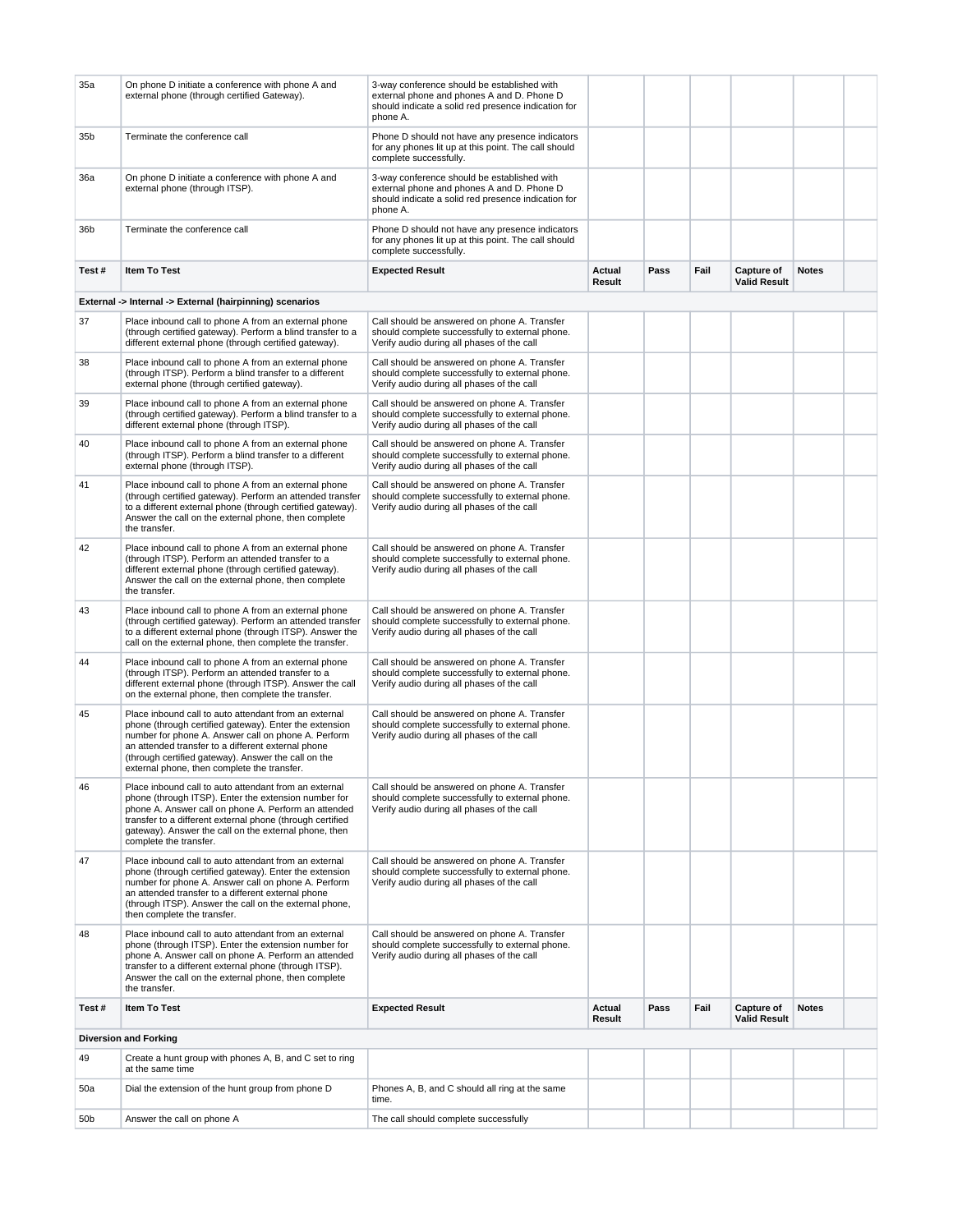| 35a | On phone D initiate a conference with phone A and external phone (through certified Gateway). | 3-way conference should be established with external phone and phones A and D. Phone D should indicate a solid red presence indication for phone A. | | | | | | |
|---|---|---|---|---|---|---|---|---|
| 35b | Terminate the conference call | Phone D should not have any presence indicators for any phones lit up at this point. The call should complete successfully. | | | | | | |
| 36a | On phone D initiate a conference with phone A and external phone (through ITSP). | 3-way conference should be established with external phone and phones A and D. Phone D should indicate a solid red presence indication for phone A. | | | | | | |
| 36b | Terminate the conference call | Phone D should not have any presence indicators for any phones lit up at this point. The call should complete successfully. | | | | | | |
| **Test #** | **Item To Test** | **Expected Result** | **Actual Result** | **Pass** | **Fail** | **Capture of Valid Result** | **Notes** | |
| **External -> Internal -> External (hairpinning) scenarios** | | | | | | | | |
| 37 | Place inbound call to phone A from an external phone (through certified gateway). Perform a blind transfer to a different external phone (through certified gateway). | Call should be answered on phone A. Transfer should complete successfully to external phone. Verify audio during all phases of the call | | | | | | |
| 38 | Place inbound call to phone A from an external phone (through ITSP). Perform a blind transfer to a different external phone (through certified gateway). | Call should be answered on phone A. Transfer should complete successfully to external phone. Verify audio during all phases of the call | | | | | | |
| 39 | Place inbound call to phone A from an external phone (through certified gateway). Perform a blind transfer to a different external phone (through ITSP). | Call should be answered on phone A. Transfer should complete successfully to external phone. Verify audio during all phases of the call | | | | | | |
| 40 | Place inbound call to phone A from an external phone (through ITSP). Perform a blind transfer to a different external phone (through ITSP). | Call should be answered on phone A. Transfer should complete successfully to external phone. Verify audio during all phases of the call | | | | | | |
| 41 | Place inbound call to phone A from an external phone (through certified gateway). Perform an attended transfer to a different external phone (through certified gateway). Answer the call on the external phone, then complete the transfer. | Call should be answered on phone A. Transfer should complete successfully to external phone. Verify audio during all phases of the call | | | | | | |
| 42 | Place inbound call to phone A from an external phone (through ITSP). Perform an attended transfer to a different external phone (through certified gateway). Answer the call on the external phone, then complete the transfer. | Call should be answered on phone A. Transfer should complete successfully to external phone. Verify audio during all phases of the call | | | | | | |
| 43 | Place inbound call to phone A from an external phone (through certified gateway). Perform an attended transfer to a different external phone (through ITSP). Answer the call on the external phone, then complete the transfer. | Call should be answered on phone A. Transfer should complete successfully to external phone. Verify audio during all phases of the call | | | | | | |
| 44 | Place inbound call to phone A from an external phone (through ITSP). Perform an attended transfer to a different external phone (through ITSP). Answer the call on the external phone, then complete the transfer. | Call should be answered on phone A. Transfer should complete successfully to external phone. Verify audio during all phases of the call | | | | | | |
| 45 | Place inbound call to auto attendant from an external phone (through certified gateway). Enter the extension number for phone A. Answer call on phone A. Perform an attended transfer to a different external phone (through certified gateway). Answer the call on the external phone, then complete the transfer. | Call should be answered on phone A. Transfer should complete successfully to external phone. Verify audio during all phases of the call | | | | | | |
| 46 | Place inbound call to auto attendant from an external phone (through ITSP). Enter the extension number for phone A. Answer call on phone A. Perform an attended transfer to a different external phone (through certified gateway). Answer the call on the external phone, then complete the transfer. | Call should be answered on phone A. Transfer should complete successfully to external phone. Verify audio during all phases of the call | | | | | | |
| 47 | Place inbound call to auto attendant from an external phone (through certified gateway). Enter the extension number for phone A. Answer call on phone A. Perform an attended transfer to a different external phone (through ITSP). Answer the call on the external phone, then complete the transfer. | Call should be answered on phone A. Transfer should complete successfully to external phone. Verify audio during all phases of the call | | | | | | |
| 48 | Place inbound call to auto attendant from an external phone (through ITSP). Enter the extension number for phone A. Answer call on phone A. Perform an attended transfer to a different external phone (through ITSP). Answer the call on the external phone, then complete the transfer. | Call should be answered on phone A. Transfer should complete successfully to external phone. Verify audio during all phases of the call | | | | | | |
| **Test #** | **Item To Test** | **Expected Result** | **Actual Result** | **Pass** | **Fail** | **Capture of Valid Result** | **Notes** | |
| **Diversion and Forking** | | | | | | | | |
| 49 | Create a hunt group with phones A, B, and C set to ring at the same time | | | | | | | |
| 50a | Dial the extension of the hunt group from phone D | Phones A, B, and C should all ring at the same time. | | | | | | |
| 50b | Answer the call on phone A | The call should complete successfully | | | | | | |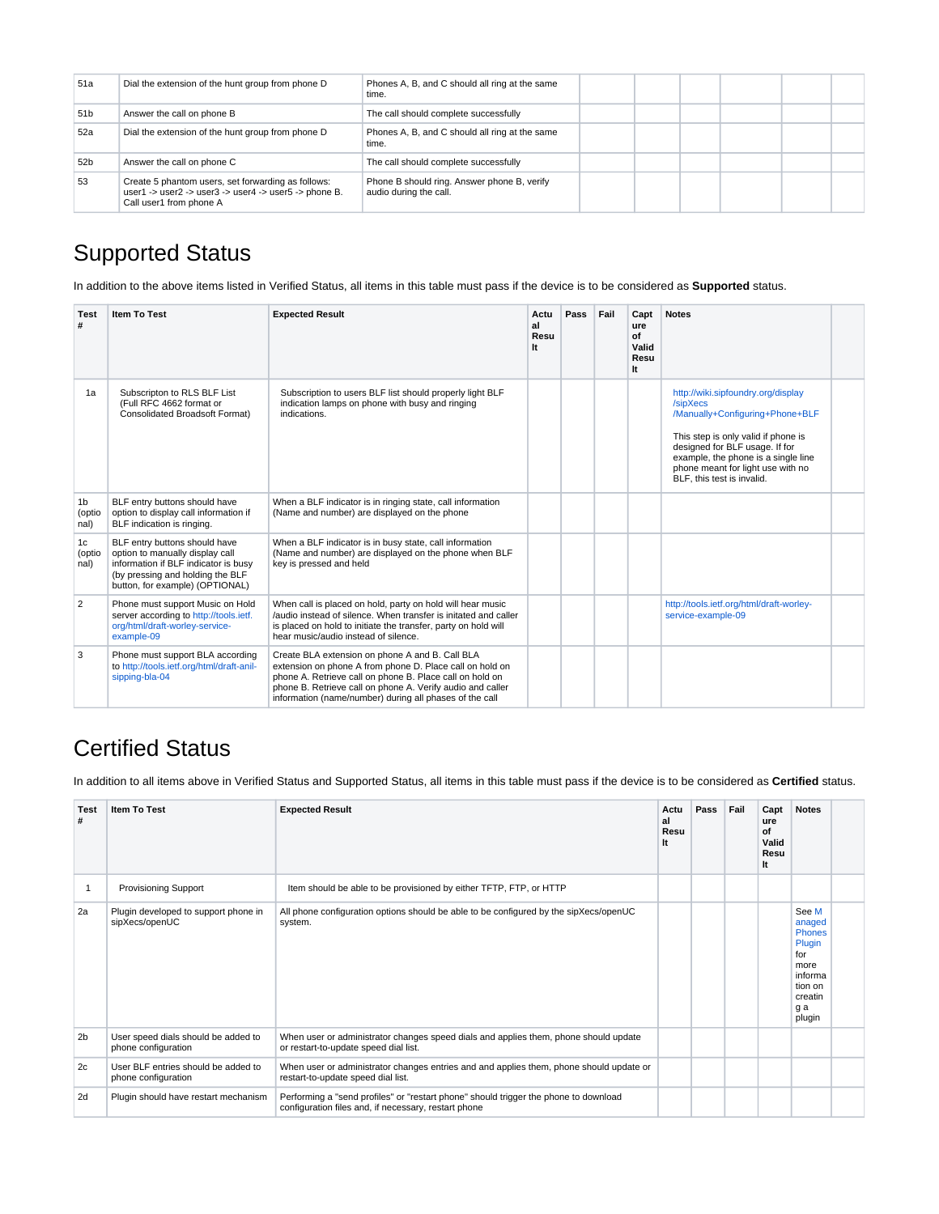| 51a | Dial the extension of the hunt group from phone D | Phones A, B, and C should all ring at the same time. | | | | | |
|---|---|---|---|---|---|---|---|
| 51b | Answer the call on phone B | The call should complete successfully | | | | | |
| 52a | Dial the extension of the hunt group from phone D | Phones A, B, and C should all ring at the same time. | | | | | |
| 52b | Answer the call on phone C | The call should complete successfully | | | | | |
| 53 | Create 5 phantom users, set forwarding as follows: user1 -> user2 -> user3 -> user4 -> user5 -> phone B. Call user1 from phone A | Phone B should ring. Answer phone B, verify audio during the call. | | | | | |

# Supported Status

In addition to the above items listed in Verified Status, all items in this table must pass if the device is to be considered as **Supported** status.

| Test # | Item To Test | Expected Result | Actual Result | Pass | Fail | Capture of Valid Result | Notes | |
|---|---|---|---|---|---|---|---|---|
| 1a | Subscripton to RLS BLF List (Full RFC 4662 format or Consolidated Broadsoft Format) | Subscription to users BLF list should properly light BLF indication lamps on phone with busy and ringing indications. | | | | | http://wiki.sipfoundry.org/display/sipXecs/Manually+Configuring+Phone+BLF<br><br>This step is only valid if phone is designed for BLF usage. If for example, the phone is a single line phone meant for light use with no BLF, this test is invalid. | |
| 1b (optional) | BLF entry buttons should have option to display call information if BLF indication is ringing. | When a BLF indicator is in ringing state, call information (Name and number) are displayed on the phone | | | | | | |
| 1c (optional) | BLF entry buttons should have option to manually display call information if BLF indicator is busy (by pressing and holding the BLF button, for example) (OPTIONAL) | When a BLF indicator is in busy state, call information (Name and number) are displayed on the phone when BLF key is pressed and held | | | | | | |
| 2 | Phone must support Music on Hold server according to http://tools.ietf.org/html/draft-worley-service-example-09 | When call is placed on hold, party on hold will hear music /audio instead of silence. When transfer is initated and caller is placed on hold to initiate the transfer, party on hold will hear music/audio instead of silence. | | | | | http://tools.ietf.org/html/draft-worley-service-example-09 | |
| 3 | Phone must support BLA according to http://tools.ietf.org/html/draft-anil-sipping-bla-04 | Create BLA extension on phone A and B. Call BLA extension on phone A from phone D. Place call on hold on phone A. Retrieve call on phone B. Place call on hold on phone B. Retrieve call on phone A. Verify audio and caller information (name/number) during all phases of the call | | | | | | |

# Certified Status

In addition to all items above in Verified Status and Supported Status, all items in this table must pass if the device is to be considered as **Certified** status.

| Test # | Item To Test | Expected Result | Actual Result | Pass | Fail | Capture of Valid Result | Notes | |
|---|---|---|---|---|---|---|---|---|
| 1 | Provisioning Support | Item should be able to be provisioned by either TFTP, FTP, or HTTP | | | | | | |
| 2a | Plugin developed to support phone in sipXecs/openUC | All phone configuration options should be able to be configured by the sipXecs/openUC system. | | | | | See Managed Phones Plugin for more information on creating a plugin | |
| 2b | User speed dials should be added to phone configuration | When user or administrator changes speed dials and applies them, phone should update or restart-to-update speed dial list. | | | | | | |
| 2c | User BLF entries should be added to phone configuration | When user or administrator changes entries and and applies them, phone should update or restart-to-update speed dial list. | | | | | | |
| 2d | Plugin should have restart mechanism | Performing a "send profiles" or "restart phone" should trigger the phone to download configuration files and, if necessary, restart phone | | | | | | |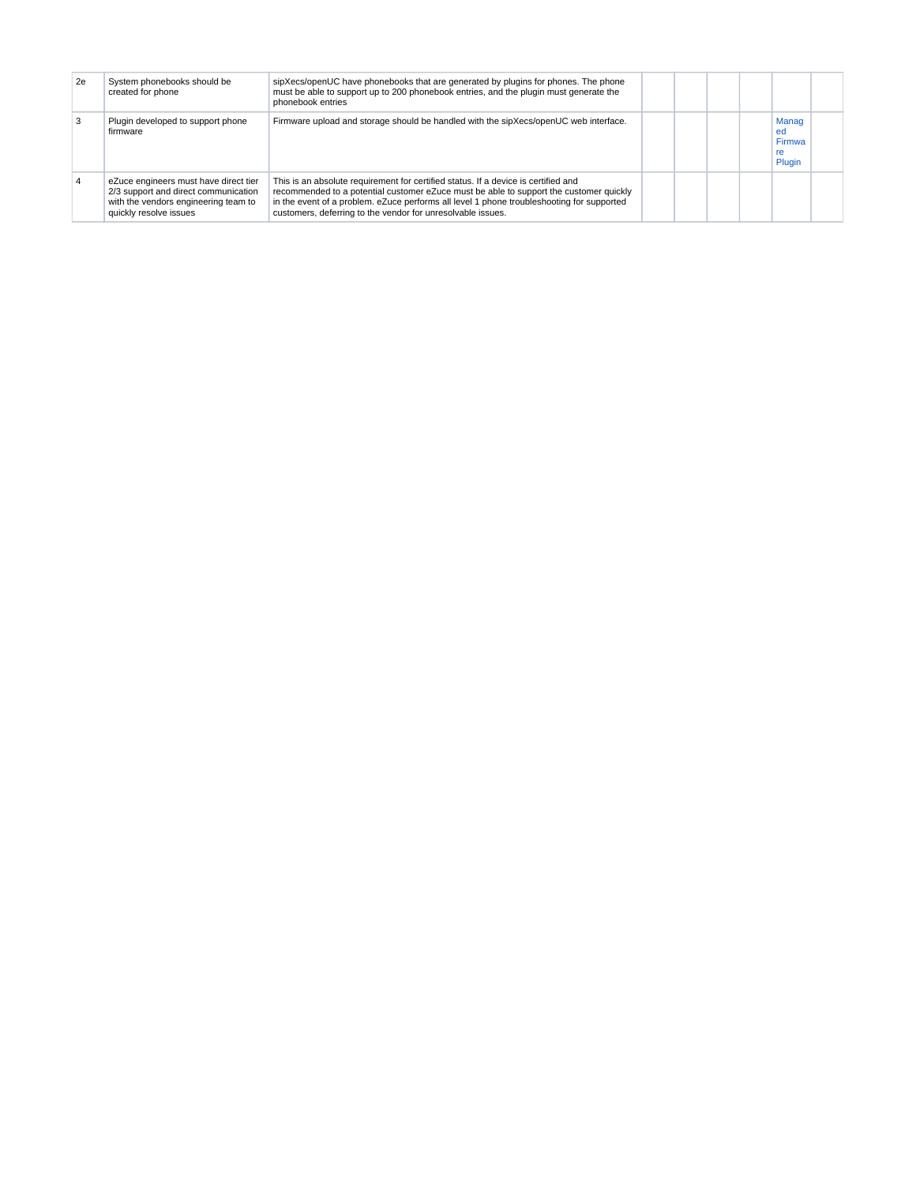| | | | | | | | | |
|---|---|---|---|---|---|---|---|---|
| 2e | System phonebooks should be created for phone | sipXecs/openUC have phonebooks that are generated by plugins for phones. The phone must be able to support up to 200 phonebook entries, and the plugin must generate the phonebook entries | | | | | | |
| 3 | Plugin developed to support phone firmware | Firmware upload and storage should be handled with the sipXecs/openUC web interface. | | | | | Managed Firmware Plugin | |
| 4 | eZuce engineers must have direct tier 2/3 support and direct communication with the vendors engineering team to quickly resolve issues | This is an absolute requirement for certified status. If a device is certified and recommended to a potential customer eZuce must be able to support the customer quickly in the event of a problem. eZuce performs all level 1 phone troubleshooting for supported customers, deferring to the vendor for unresolvable issues. | | | | | | |